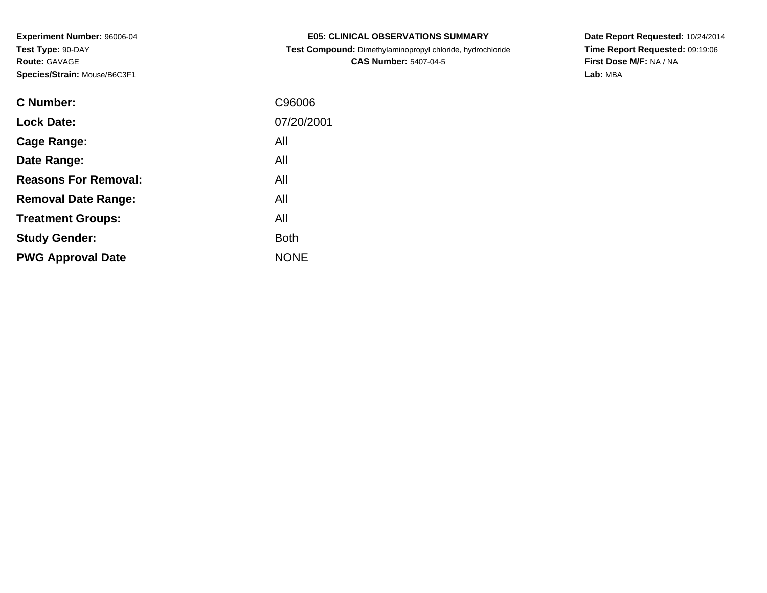**Experiment Number:** 96006-04
**Test Type:** 90-DAY
**Route:** GAVAGE
**Species/Strain:** Mouse/B6C3F1

**E05: CLINICAL OBSERVATIONS SUMMARY**
**Test Compound:** Dimethylaminopropyl chloride, hydrochloride
**CAS Number:** 5407-04-5

**Date Report Requested:** 10/24/2014
**Time Report Requested:** 09:19:06
**First Dose M/F:** NA / NA
**Lab:** MBA

| | |
|---|---|
| **C Number:** | C96006 |
| **Lock Date:** | 07/20/2001 |
| **Cage Range:** | All |
| **Date Range:** | All |
| **Reasons For Removal:** | All |
| **Removal Date Range:** | All |
| **Treatment Groups:** | All |
| **Study Gender:** | Both |
| **PWG Approval Date** | NONE |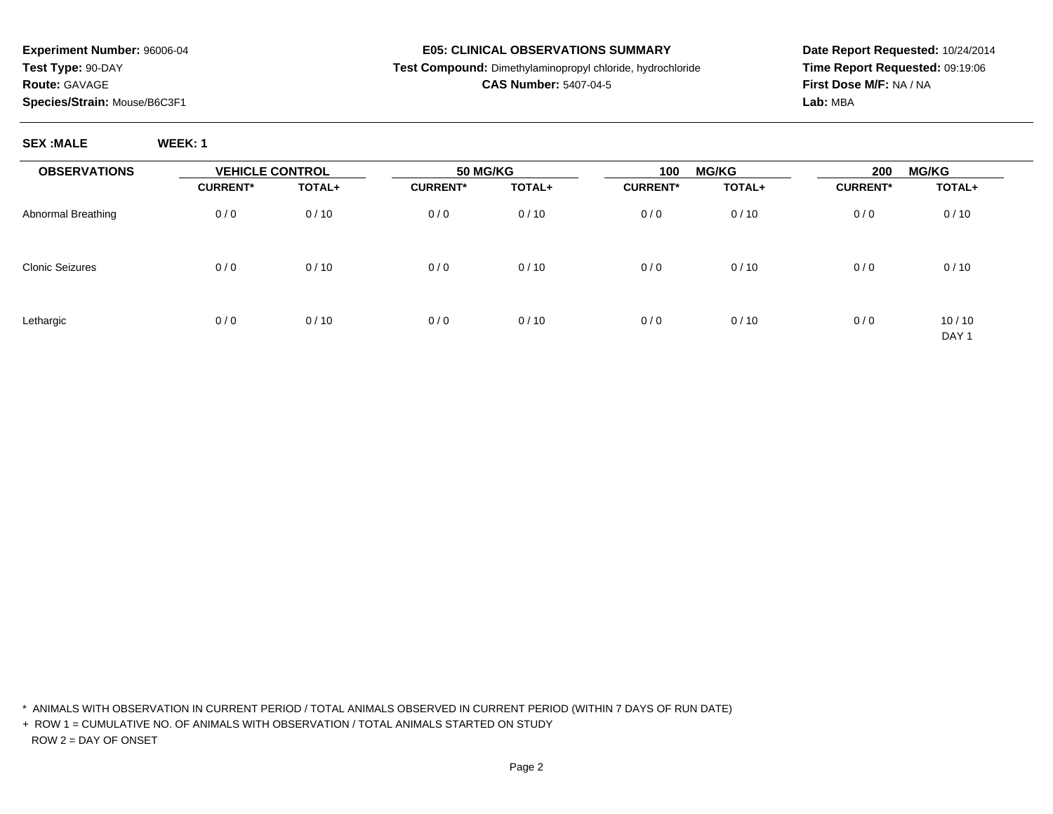**Experiment Number:** 96006-04
**Test Type:** 90-DAY
**Route:** GAVAGE
**Species/Strain:** Mouse/B6C3F1

**E05: CLINICAL OBSERVATIONS SUMMARY**
**Test Compound:** Dimethylaminopropyl chloride, hydrochloride
**CAS Number:** 5407-04-5

**Date Report Requested:** 10/24/2014
**Time Report Requested:** 09:19:06
**First Dose M/F:** NA / NA
**Lab:** MBA

**SEX :MALE** **WEEK: 1**

| OBSERVATIONS | VEHICLE CONTROL | | 50 MG/KG | | 100 MG/KG | | 200 MG/KG | |
|---|---|---|---|---|---|---|---|---|
| | CURRENT* | TOTAL+ | CURRENT* | TOTAL+ | CURRENT* | TOTAL+ | CURRENT* | TOTAL+ |
| Abnormal Breathing | 0 / 0 | 0 / 10 | 0 / 0 | 0 / 10 | 0 / 0 | 0 / 10 | 0 / 0 | 0 / 10 |
| Clonic Seizures | 0 / 0 | 0 / 10 | 0 / 0 | 0 / 10 | 0 / 0 | 0 / 10 | 0 / 0 | 0 / 10 |
| Lethargic | 0 / 0 | 0 / 10 | 0 / 0 | 0 / 10 | 0 / 0 | 0 / 10 | 0 / 0 | 10 / 10<br>DAY 1 |

\* ANIMALS WITH OBSERVATION IN CURRENT PERIOD / TOTAL ANIMALS OBSERVED IN CURRENT PERIOD (WITHIN 7 DAYS OF RUN DATE)

\+ ROW 1 = CUMULATIVE NO. OF ANIMALS WITH OBSERVATION / TOTAL ANIMALS STARTED ON STUDY
ROW 2 = DAY OF ONSET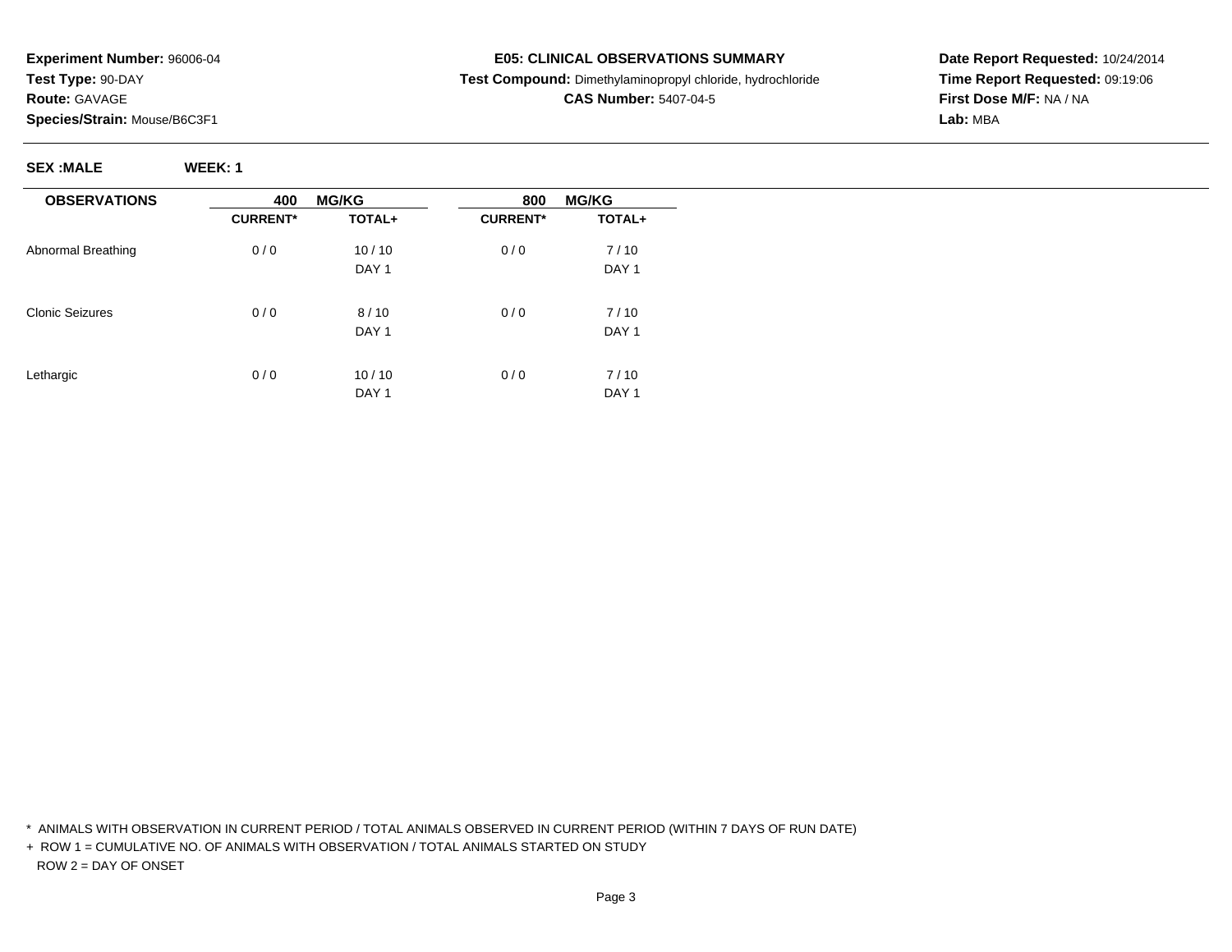**Experiment Number:** 96006-04
**Test Type:** 90-DAY
**Route:** GAVAGE
**Species/Strain:** Mouse/B6C3F1

**E05: CLINICAL OBSERVATIONS SUMMARY**
**Test Compound:** Dimethylaminopropyl chloride, hydrochloride
**CAS Number:** 5407-04-5

**Date Report Requested:** 10/24/2014
**Time Report Requested:** 09:19:06
**First Dose M/F:** NA / NA
**Lab:** MBA

**SEX :MALE** **WEEK: 1**

| OBSERVATIONS | 400 MG/KG | | 800 MG/KG | |
|---|---|---|---|---|
| | CURRENT* | TOTAL+ | CURRENT* | TOTAL+ |
| Abnormal Breathing | 0 / 0 | 10 / 10 | 0 / 0 | 7 / 10 |
| | | DAY 1 | | DAY 1 |
| Clonic Seizures | 0 / 0 | 8 / 10 | 0 / 0 | 7 / 10 |
| | | DAY 1 | | DAY 1 |
| Lethargic | 0 / 0 | 10 / 10 | 0 / 0 | 7 / 10 |
| | | DAY 1 | | DAY 1 |

* ANIMALS WITH OBSERVATION IN CURRENT PERIOD / TOTAL ANIMALS OBSERVED IN CURRENT PERIOD (WITHIN 7 DAYS OF RUN DATE)

+ ROW 1 = CUMULATIVE NO. OF ANIMALS WITH OBSERVATION / TOTAL ANIMALS STARTED ON STUDY
  ROW 2 = DAY OF ONSET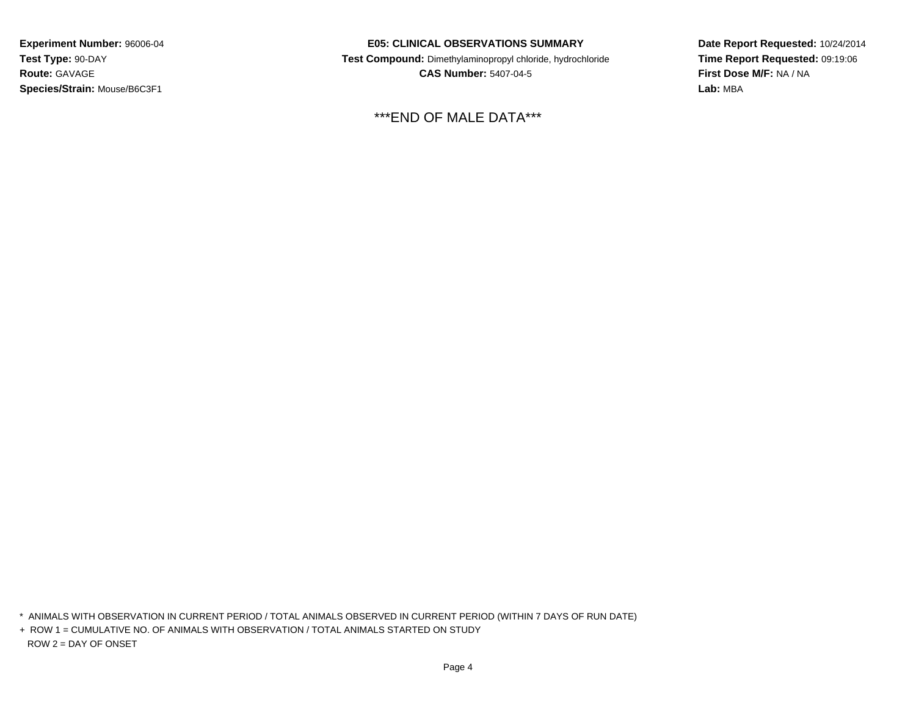**Experiment Number:** 96006-04
**Test Type:** 90-DAY
**Route:** GAVAGE
**Species/Strain:** Mouse/B6C3F1

**E05: CLINICAL OBSERVATIONS SUMMARY**
**Test Compound:** Dimethylaminopropyl chloride, hydrochloride
**CAS Number:** 5407-04-5

**Date Report Requested:** 10/24/2014
**Time Report Requested:** 09:19:06
**First Dose M/F:** NA / NA
**Lab:** MBA

***END OF MALE DATA***

\* ANIMALS WITH OBSERVATION IN CURRENT PERIOD / TOTAL ANIMALS OBSERVED IN CURRENT PERIOD (WITHIN 7 DAYS OF RUN DATE)
\+ ROW 1 = CUMULATIVE NO. OF ANIMALS WITH OBSERVATION / TOTAL ANIMALS STARTED ON STUDY
ROW 2 = DAY OF ONSET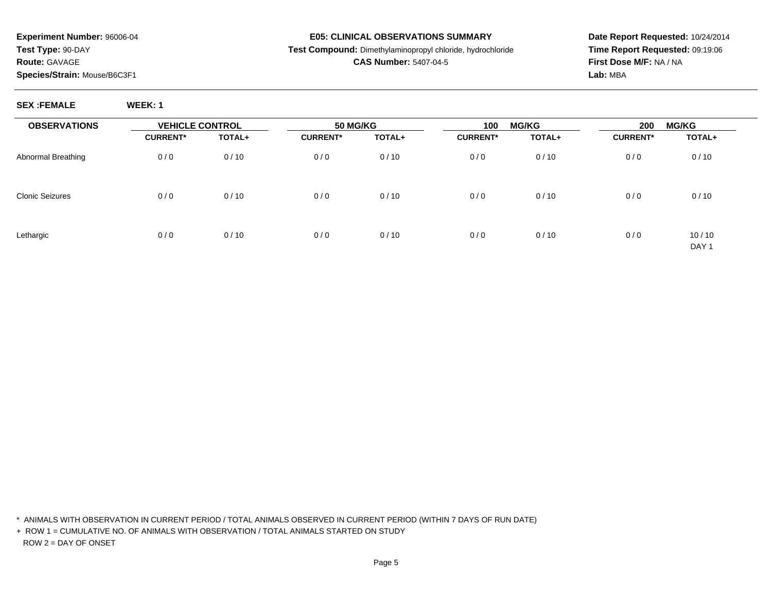**Experiment Number:** 96006-04
**Test Type:** 90-DAY
**Route:** GAVAGE
**Species/Strain:** Mouse/B6C3F1

**E05: CLINICAL OBSERVATIONS SUMMARY**
**Test Compound:** Dimethylaminopropyl chloride, hydrochloride
**CAS Number:** 5407-04-5

**Date Report Requested:** 10/24/2014
**Time Report Requested:** 09:19:06
**First Dose M/F:** NA / NA
**Lab:** MBA

**SEX :FEMALE** **WEEK: 1**

| OBSERVATIONS | VEHICLE CONTROL | | 50 MG/KG | | 100 MG/KG | | 200 MG/KG | |
|---|---|---|---|---|---|---|---|---|
| | CURRENT* | TOTAL+ | CURRENT* | TOTAL+ | CURRENT* | TOTAL+ | CURRENT* | TOTAL+ |
| Abnormal Breathing | 0 / 0 | 0 / 10 | 0 / 0 | 0 / 10 | 0 / 0 | 0 / 10 | 0 / 0 | 0 / 10 |
| Clonic Seizures | 0 / 0 | 0 / 10 | 0 / 0 | 0 / 10 | 0 / 0 | 0 / 10 | 0 / 0 | 0 / 10 |
| Lethargic | 0 / 0 | 0 / 10 | 0 / 0 | 0 / 10 | 0 / 0 | 0 / 10 | 0 / 0 | 10 / 10<br>DAY 1 |

\* ANIMALS WITH OBSERVATION IN CURRENT PERIOD / TOTAL ANIMALS OBSERVED IN CURRENT PERIOD (WITHIN 7 DAYS OF RUN DATE)

\+ ROW 1 = CUMULATIVE NO. OF ANIMALS WITH OBSERVATION / TOTAL ANIMALS STARTED ON STUDY
ROW 2 = DAY OF ONSET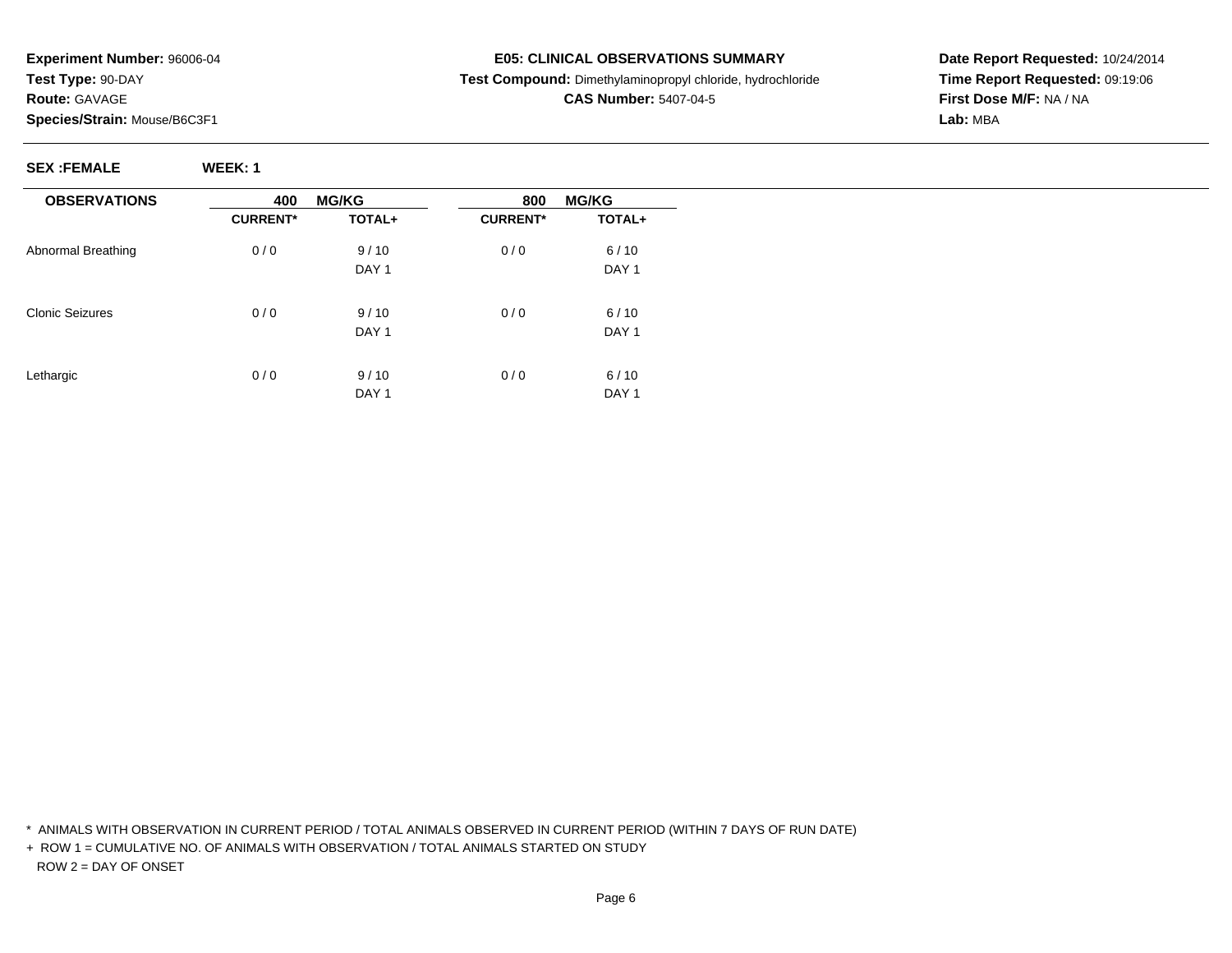**Experiment Number:** 96006-04
**Test Type:** 90-DAY
**Route:** GAVAGE
**Species/Strain:** Mouse/B6C3F1

**E05: CLINICAL OBSERVATIONS SUMMARY**
**Test Compound:** Dimethylaminopropyl chloride, hydrochloride
**CAS Number:** 5407-04-5

**Date Report Requested:** 10/24/2014
**Time Report Requested:** 09:19:06
**First Dose M/F:** NA / NA
**Lab:** MBA

**SEX :FEMALE** **WEEK: 1**

| OBSERVATIONS | 400 MG/KG | | 800 MG/KG | |
|---|---|---|---|---|
| | CURRENT* | TOTAL+ | CURRENT* | TOTAL+ |
| Abnormal Breathing | 0 / 0 | 9 / 10 | 0 / 0 | 6 / 10 |
| | | DAY 1 | | DAY 1 |
| Clonic Seizures | 0 / 0 | 9 / 10 | 0 / 0 | 6 / 10 |
| | | DAY 1 | | DAY 1 |
| Lethargic | 0 / 0 | 9 / 10 | 0 / 0 | 6 / 10 |
| | | DAY 1 | | DAY 1 |

* ANIMALS WITH OBSERVATION IN CURRENT PERIOD / TOTAL ANIMALS OBSERVED IN CURRENT PERIOD (WITHIN 7 DAYS OF RUN DATE)

+ ROW 1 = CUMULATIVE NO. OF ANIMALS WITH OBSERVATION / TOTAL ANIMALS STARTED ON STUDY
ROW 2 = DAY OF ONSET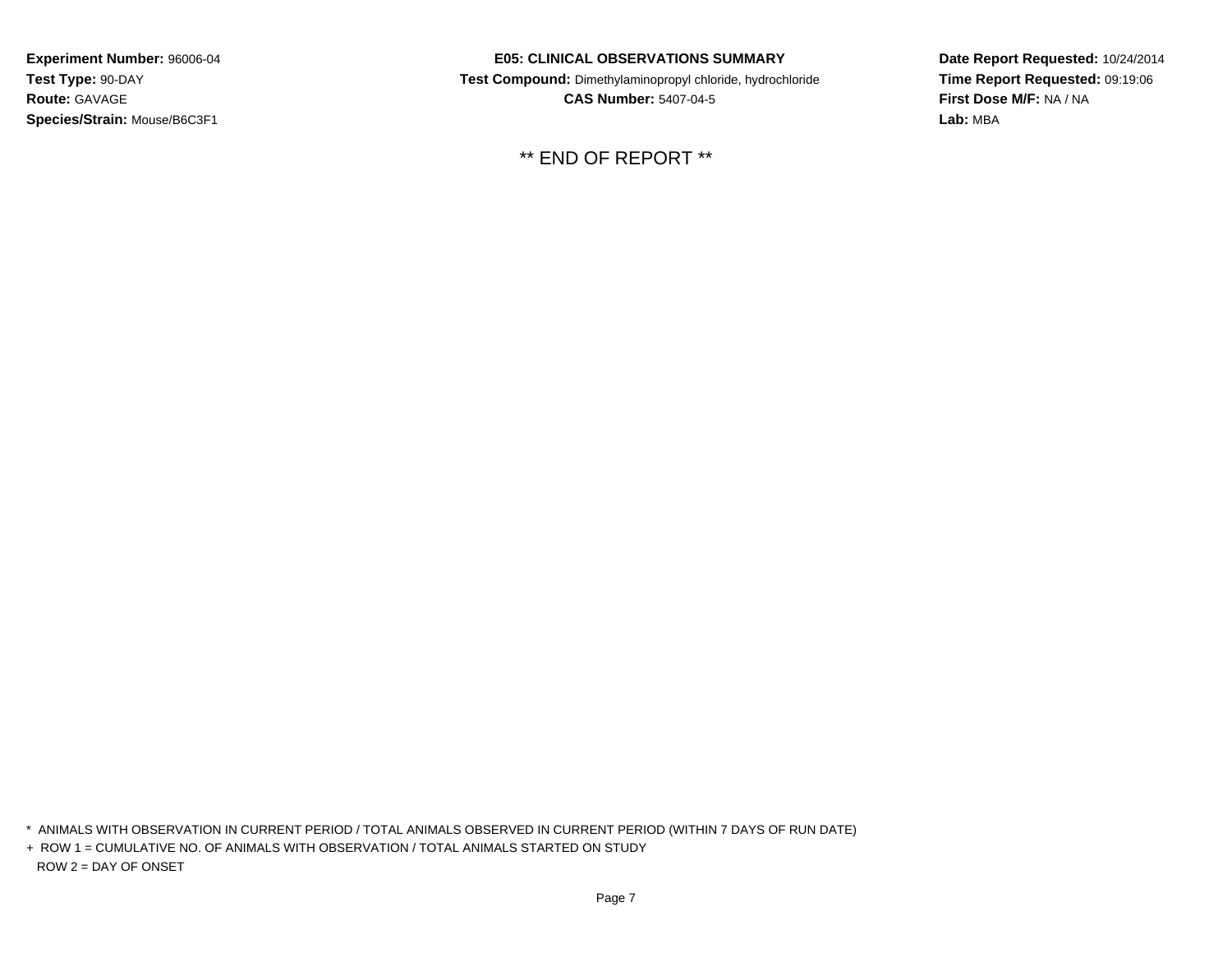**Experiment Number:** 96006-04
**Test Type:** 90-DAY
**Route:** GAVAGE
**Species/Strain:** Mouse/B6C3F1

**E05: CLINICAL OBSERVATIONS SUMMARY**
**Test Compound:** Dimethylaminopropyl chloride, hydrochloride
**CAS Number:** 5407-04-5

**Date Report Requested:** 10/24/2014
**Time Report Requested:** 09:19:06
**First Dose M/F:** NA / NA
**Lab:** MBA

** END OF REPORT **

* ANIMALS WITH OBSERVATION IN CURRENT PERIOD / TOTAL ANIMALS OBSERVED IN CURRENT PERIOD (WITHIN 7 DAYS OF RUN DATE)
+ ROW 1 = CUMULATIVE NO. OF ANIMALS WITH OBSERVATION / TOTAL ANIMALS STARTED ON STUDY
ROW 2 = DAY OF ONSET